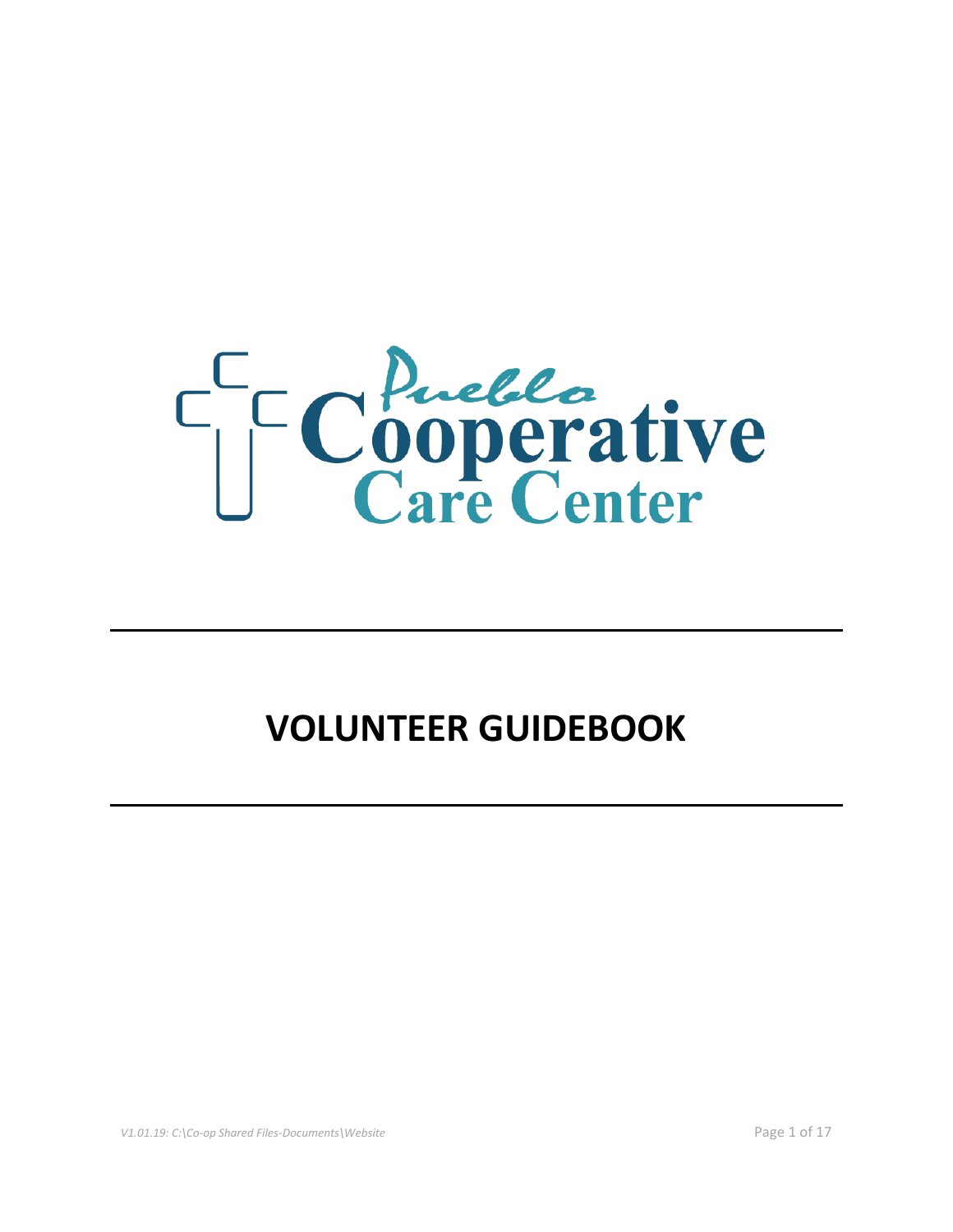Pueblo Cooperative Care Center

# VOLUNTEER GUIDEBOOK

*V1.01.19: C:\Co-op Shared Files-Documents\Website*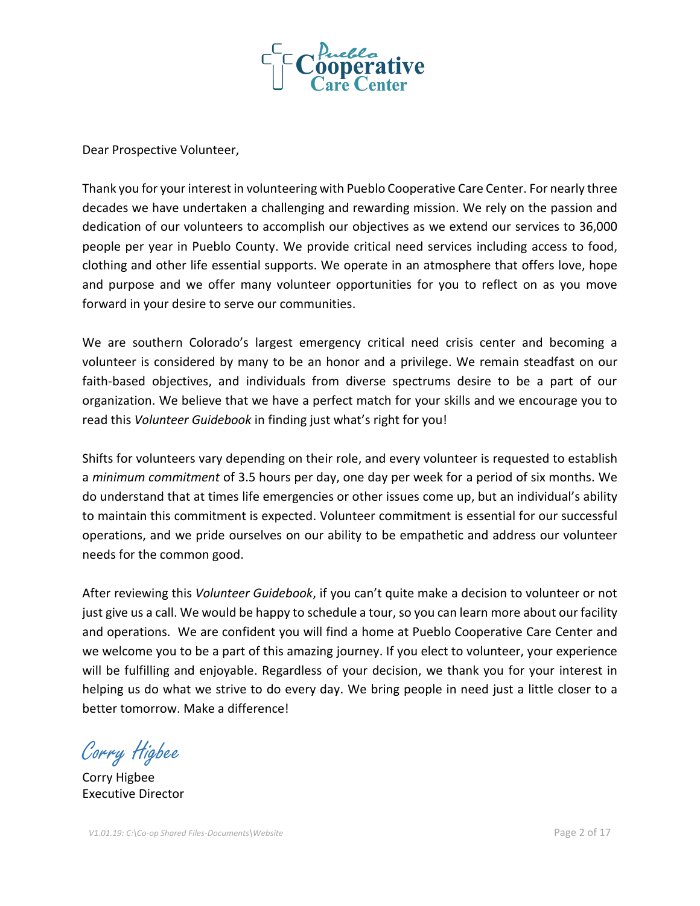Dear Prospective Volunteer,

Thank you for your interest in volunteering with Pueblo Cooperative Care Center. For nearly three decades we have undertaken a challenging and rewarding mission. We rely on the passion and dedication of our volunteers to accomplish our objectives as we extend our services to 36,000 people per year in Pueblo County. We provide critical need services including access to food, clothing and other life essential supports. We operate in an atmosphere that offers love, hope and purpose and we offer many volunteer opportunities for you to reflect on as you move forward in your desire to serve our communities.

We are southern Colorado's largest emergency critical need crisis center and becoming a volunteer is considered by many to be an honor and a privilege. We remain steadfast on our faith-based objectives, and individuals from diverse spectrums desire to be a part of our organization. We believe that we have a perfect match for your skills and we encourage you to read this *Volunteer Guidebook* in finding just what's right for you!

Shifts for volunteers vary depending on their role, and every volunteer is requested to establish a *minimum commitment* of 3.5 hours per day, one day per week for a period of six months. We do understand that at times life emergencies or other issues come up, but an individual's ability to maintain this commitment is expected. Volunteer commitment is essential for our successful operations, and we pride ourselves on our ability to be empathetic and address our volunteer needs for the common good.

After reviewing this *Volunteer Guidebook*, if you can't quite make a decision to volunteer or not just give us a call. We would be happy to schedule a tour, so you can learn more about our facility and operations. We are confident you will find a home at Pueblo Cooperative Care Center and we welcome you to be a part of this amazing journey. If you elect to volunteer, your experience will be fulfilling and enjoyable. Regardless of your decision, we thank you for your interest in helping us do what we strive to do every day. We bring people in need just a little closer to a better tomorrow. Make a difference!

*Corry Higbee*

Corry Higbee
Executive Director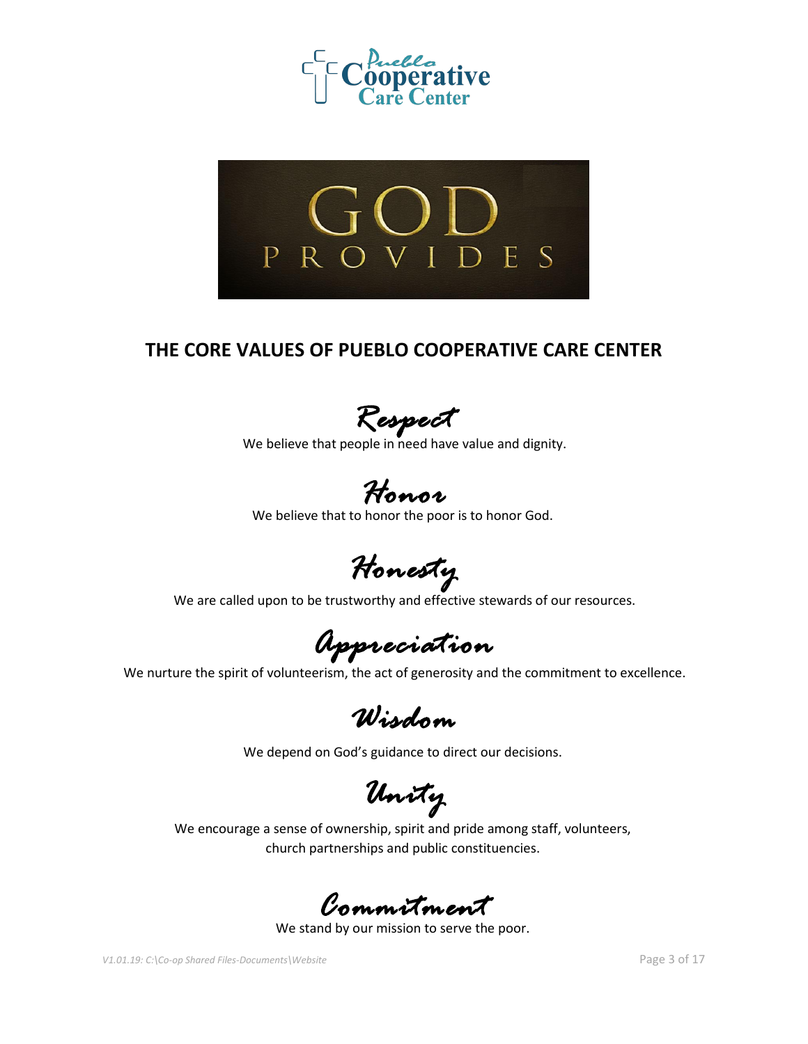Pueblo Cooperative Care Center

GOD PROVIDES

## THE CORE VALUES OF PUEBLO COOPERATIVE CARE CENTER

### *Respect*

We believe that people in need have value and dignity.

### *Honor*

We believe that to honor the poor is to honor God.

### *Honesty*

We are called upon to be trustworthy and effective stewards of our resources.

### *Appreciation*

We nurture the spirit of volunteerism, the act of generosity and the commitment to excellence.

### *Wisdom*

We depend on God's guidance to direct our decisions.

### *Unity*

We encourage a sense of ownership, spirit and pride among staff, volunteers, church partnerships and public constituencies.

### *Commitment*

We stand by our mission to serve the poor.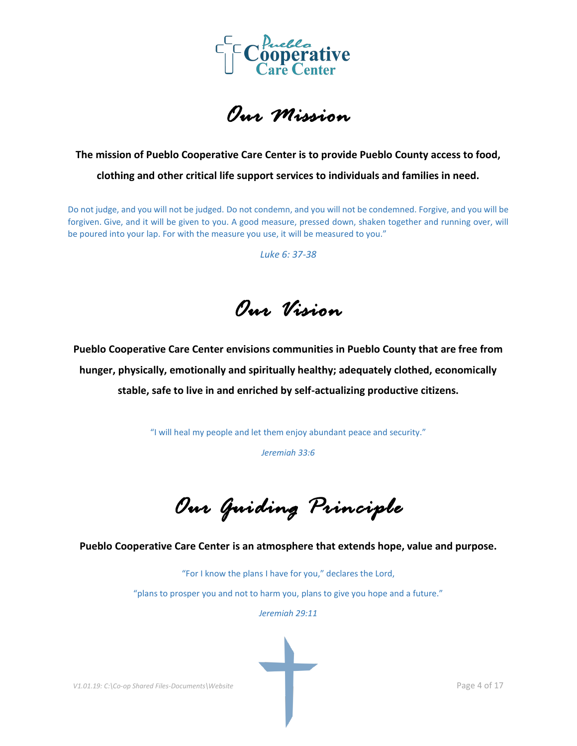# Our Mission

**The mission of Pueblo Cooperative Care Center is to provide Pueblo County access to food, clothing and other critical life support services to individuals and families in need.**

Do not judge, and you will not be judged. Do not condemn, and you will not be condemned. Forgive, and you will be forgiven. Give, and it will be given to you. A good measure, pressed down, shaken together and running over, will be poured into your lap. For with the measure you use, it will be measured to you."

*Luke 6: 37-38*

# Our Vision

**Pueblo Cooperative Care Center envisions communities in Pueblo County that are free from hunger, physically, emotionally and spiritually healthy; adequately clothed, economically stable, safe to live in and enriched by self-actualizing productive citizens.**

"I will heal my people and let them enjoy abundant peace and security."

*Jeremiah 33:6*

# Our Guiding Principle

**Pueblo Cooperative Care Center is an atmosphere that extends hope, value and purpose.**

"For I know the plans I have for you," declares the Lord,

"plans to prosper you and not to harm you, plans to give you hope and a future."

*Jeremiah 29:11*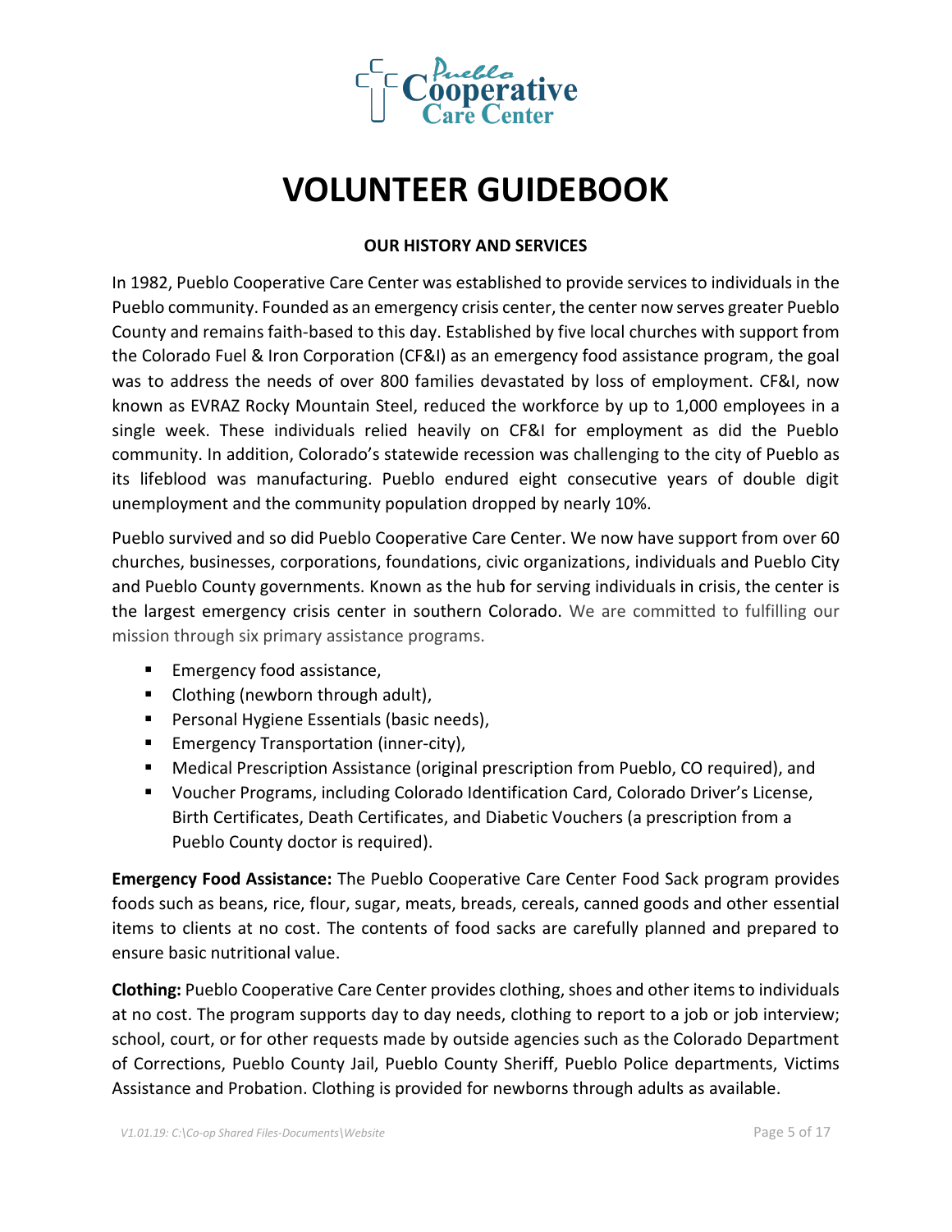# VOLUNTEER GUIDEBOOK

**OUR HISTORY AND SERVICES**

In 1982, Pueblo Cooperative Care Center was established to provide services to individuals in the Pueblo community. Founded as an emergency crisis center, the center now serves greater Pueblo County and remains faith-based to this day. Established by five local churches with support from the Colorado Fuel & Iron Corporation (CF&I) as an emergency food assistance program, the goal was to address the needs of over 800 families devastated by loss of employment. CF&I, now known as EVRAZ Rocky Mountain Steel, reduced the workforce by up to 1,000 employees in a single week. These individuals relied heavily on CF&I for employment as did the Pueblo community. In addition, Colorado's statewide recession was challenging to the city of Pueblo as its lifeblood was manufacturing. Pueblo endured eight consecutive years of double digit unemployment and the community population dropped by nearly 10%.

Pueblo survived and so did Pueblo Cooperative Care Center. We now have support from over 60 churches, businesses, corporations, foundations, civic organizations, individuals and Pueblo City and Pueblo County governments. Known as the hub for serving individuals in crisis, the center is the largest emergency crisis center in southern Colorado. We are committed to fulfilling our mission through six primary assistance programs.

- Emergency food assistance,
- Clothing (newborn through adult),
- Personal Hygiene Essentials (basic needs),
- Emergency Transportation (inner-city),
- Medical Prescription Assistance (original prescription from Pueblo, CO required), and
- Voucher Programs, including Colorado Identification Card, Colorado Driver's License, Birth Certificates, Death Certificates, and Diabetic Vouchers (a prescription from a Pueblo County doctor is required).

**Emergency Food Assistance:** The Pueblo Cooperative Care Center Food Sack program provides foods such as beans, rice, flour, sugar, meats, breads, cereals, canned goods and other essential items to clients at no cost. The contents of food sacks are carefully planned and prepared to ensure basic nutritional value.

**Clothing:** Pueblo Cooperative Care Center provides clothing, shoes and other items to individuals at no cost. The program supports day to day needs, clothing to report to a job or job interview; school, court, or for other requests made by outside agencies such as the Colorado Department of Corrections, Pueblo County Jail, Pueblo County Sheriff, Pueblo Police departments, Victims Assistance and Probation. Clothing is provided for newborns through adults as available.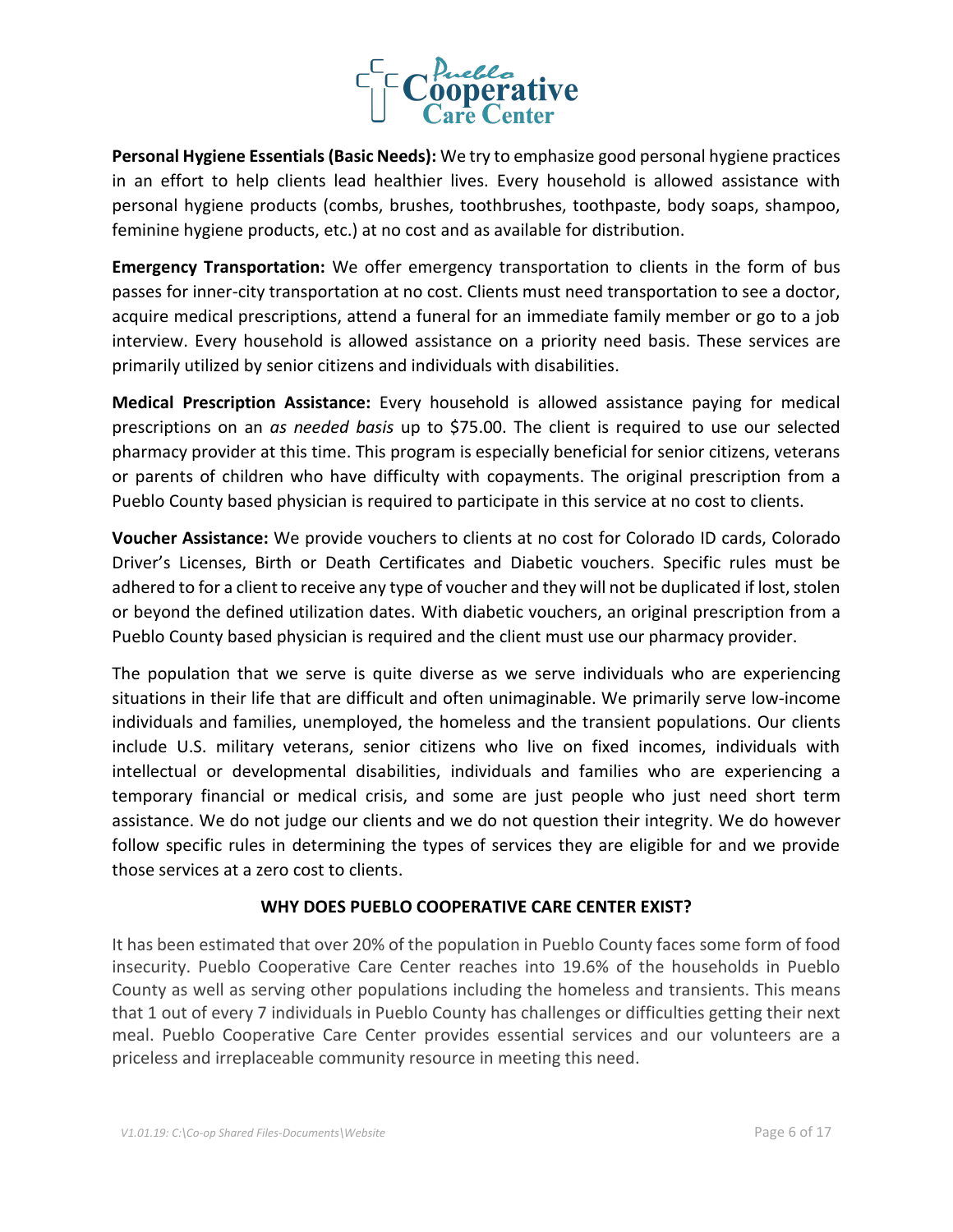**Personal Hygiene Essentials (Basic Needs):** We try to emphasize good personal hygiene practices in an effort to help clients lead healthier lives. Every household is allowed assistance with personal hygiene products (combs, brushes, toothbrushes, toothpaste, body soaps, shampoo, feminine hygiene products, etc.) at no cost and as available for distribution.

**Emergency Transportation:** We offer emergency transportation to clients in the form of bus passes for inner-city transportation at no cost. Clients must need transportation to see a doctor, acquire medical prescriptions, attend a funeral for an immediate family member or go to a job interview. Every household is allowed assistance on a priority need basis. These services are primarily utilized by senior citizens and individuals with disabilities.

**Medical Prescription Assistance:** Every household is allowed assistance paying for medical prescriptions on an *as needed basis* up to $75.00. The client is required to use our selected pharmacy provider at this time. This program is especially beneficial for senior citizens, veterans or parents of children who have difficulty with copayments. The original prescription from a Pueblo County based physician is required to participate in this service at no cost to clients.

**Voucher Assistance:** We provide vouchers to clients at no cost for Colorado ID cards, Colorado Driver's Licenses, Birth or Death Certificates and Diabetic vouchers. Specific rules must be adhered to for a client to receive any type of voucher and they will not be duplicated if lost, stolen or beyond the defined utilization dates. With diabetic vouchers, an original prescription from a Pueblo County based physician is required and the client must use our pharmacy provider.

The population that we serve is quite diverse as we serve individuals who are experiencing situations in their life that are difficult and often unimaginable. We primarily serve low-income individuals and families, unemployed, the homeless and the transient populations. Our clients include U.S. military veterans, senior citizens who live on fixed incomes, individuals with intellectual or developmental disabilities, individuals and families who are experiencing a temporary financial or medical crisis, and some are just people who just need short term assistance. We do not judge our clients and we do not question their integrity. We do however follow specific rules in determining the types of services they are eligible for and we provide those services at a zero cost to clients.

## WHY DOES PUEBLO COOPERATIVE CARE CENTER EXIST?

It has been estimated that over 20% of the population in Pueblo County faces some form of food insecurity. Pueblo Cooperative Care Center reaches into 19.6% of the households in Pueblo County as well as serving other populations including the homeless and transients. This means that 1 out of every 7 individuals in Pueblo County has challenges or difficulties getting their next meal. Pueblo Cooperative Care Center provides essential services and our volunteers are a priceless and irreplaceable community resource in meeting this need.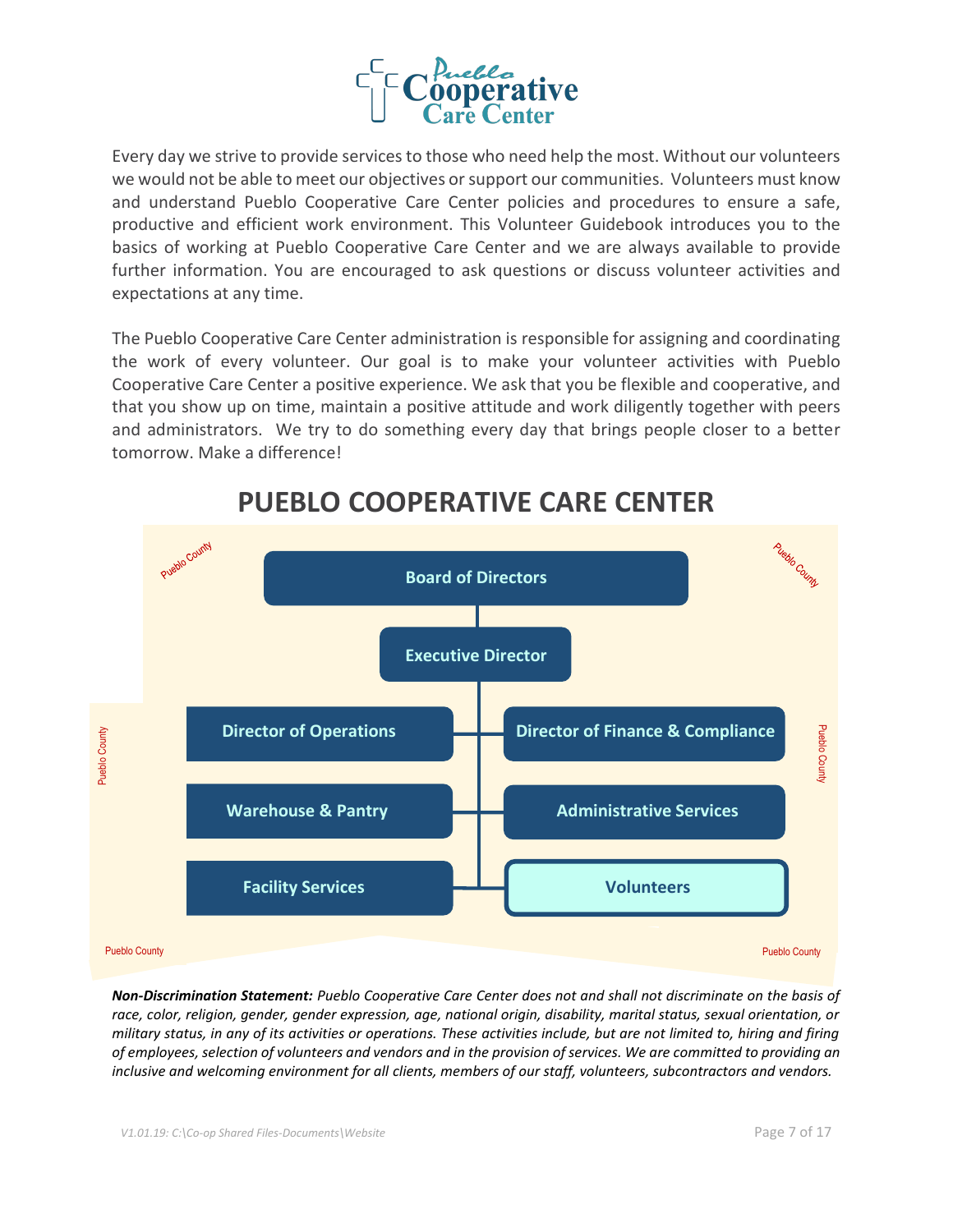Pueblo Cooperative Care Center

Every day we strive to provide services to those who need help the most. Without our volunteers we would not be able to meet our objectives or support our communities. Volunteers must know and understand Pueblo Cooperative Care Center policies and procedures to ensure a safe, productive and efficient work environment. This Volunteer Guidebook introduces you to the basics of working at Pueblo Cooperative Care Center and we are always available to provide further information. You are encouraged to ask questions or discuss volunteer activities and expectations at any time.

The Pueblo Cooperative Care Center administration is responsible for assigning and coordinating the work of every volunteer. Our goal is to make your volunteer activities with Pueblo Cooperative Care Center a positive experience. We ask that you be flexible and cooperative, and that you show up on time, maintain a positive attitude and work diligently together with peers and administrators. We try to do something every day that brings people closer to a better tomorrow. Make a difference!

# PUEBLO COOPERATIVE CARE CENTER

- Board of Directors
  - Executive Director
    - Director of Operations
    - Director of Finance & Compliance
    - Warehouse & Pantry
    - Administrative Services
    - Facility Services
    - Volunteers

Pueblo County

***Non-Discrimination Statement:*** *Pueblo Cooperative Care Center does not and shall not discriminate on the basis of race, color, religion, gender, gender expression, age, national origin, disability, marital status, sexual orientation, or military status, in any of its activities or operations. These activities include, but are not limited to, hiring and firing of employees, selection of volunteers and vendors and in the provision of services. We are committed to providing an inclusive and welcoming environment for all clients, members of our staff, volunteers, subcontractors and vendors.*

*V1.01.19: C:\Co-op Shared Files-Documents\Website*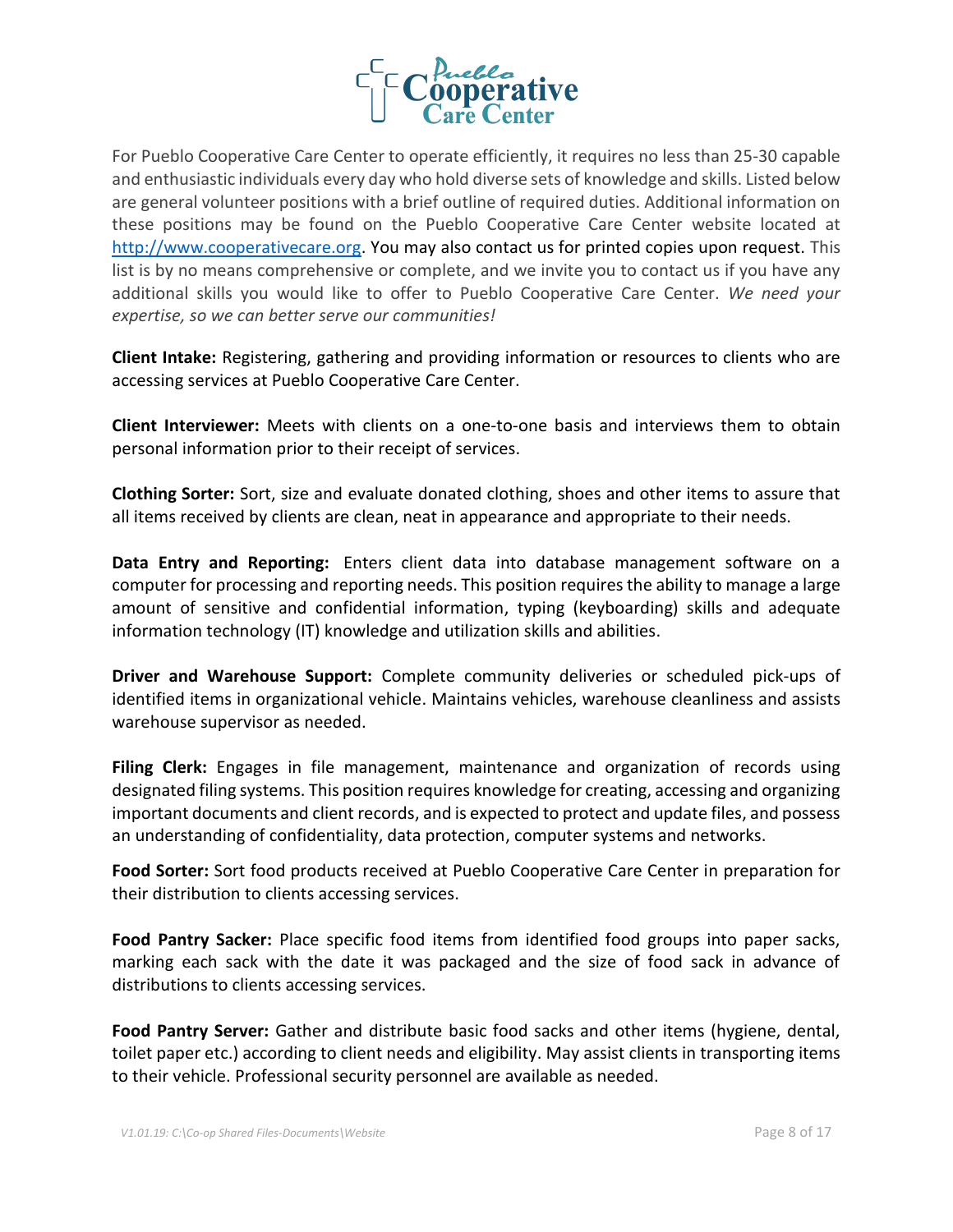For Pueblo Cooperative Care Center to operate efficiently, it requires no less than 25-30 capable and enthusiastic individuals every day who hold diverse sets of knowledge and skills. Listed below are general volunteer positions with a brief outline of required duties. Additional information on these positions may be found on the Pueblo Cooperative Care Center website located at [http://www.cooperativecare.org](http://www.cooperativecare.org). You may also contact us for printed copies upon request. This list is by no means comprehensive or complete, and we invite you to contact us if you have any additional skills you would like to offer to Pueblo Cooperative Care Center. *We need your expertise, so we can better serve our communities!*

**Client Intake:** Registering, gathering and providing information or resources to clients who are accessing services at Pueblo Cooperative Care Center.

**Client Interviewer:** Meets with clients on a one-to-one basis and interviews them to obtain personal information prior to their receipt of services.

**Clothing Sorter:** Sort, size and evaluate donated clothing, shoes and other items to assure that all items received by clients are clean, neat in appearance and appropriate to their needs.

**Data Entry and Reporting:** Enters client data into database management software on a computer for processing and reporting needs. This position requires the ability to manage a large amount of sensitive and confidential information, typing (keyboarding) skills and adequate information technology (IT) knowledge and utilization skills and abilities.

**Driver and Warehouse Support:** Complete community deliveries or scheduled pick-ups of identified items in organizational vehicle. Maintains vehicles, warehouse cleanliness and assists warehouse supervisor as needed.

**Filing Clerk:** Engages in file management, maintenance and organization of records using designated filing systems. This position requires knowledge for creating, accessing and organizing important documents and client records, and is expected to protect and update files, and possess an understanding of confidentiality, data protection, computer systems and networks.

**Food Sorter:** Sort food products received at Pueblo Cooperative Care Center in preparation for their distribution to clients accessing services.

**Food Pantry Sacker:** Place specific food items from identified food groups into paper sacks, marking each sack with the date it was packaged and the size of food sack in advance of distributions to clients accessing services.

**Food Pantry Server:** Gather and distribute basic food sacks and other items (hygiene, dental, toilet paper etc.) according to client needs and eligibility. May assist clients in transporting items to their vehicle. Professional security personnel are available as needed.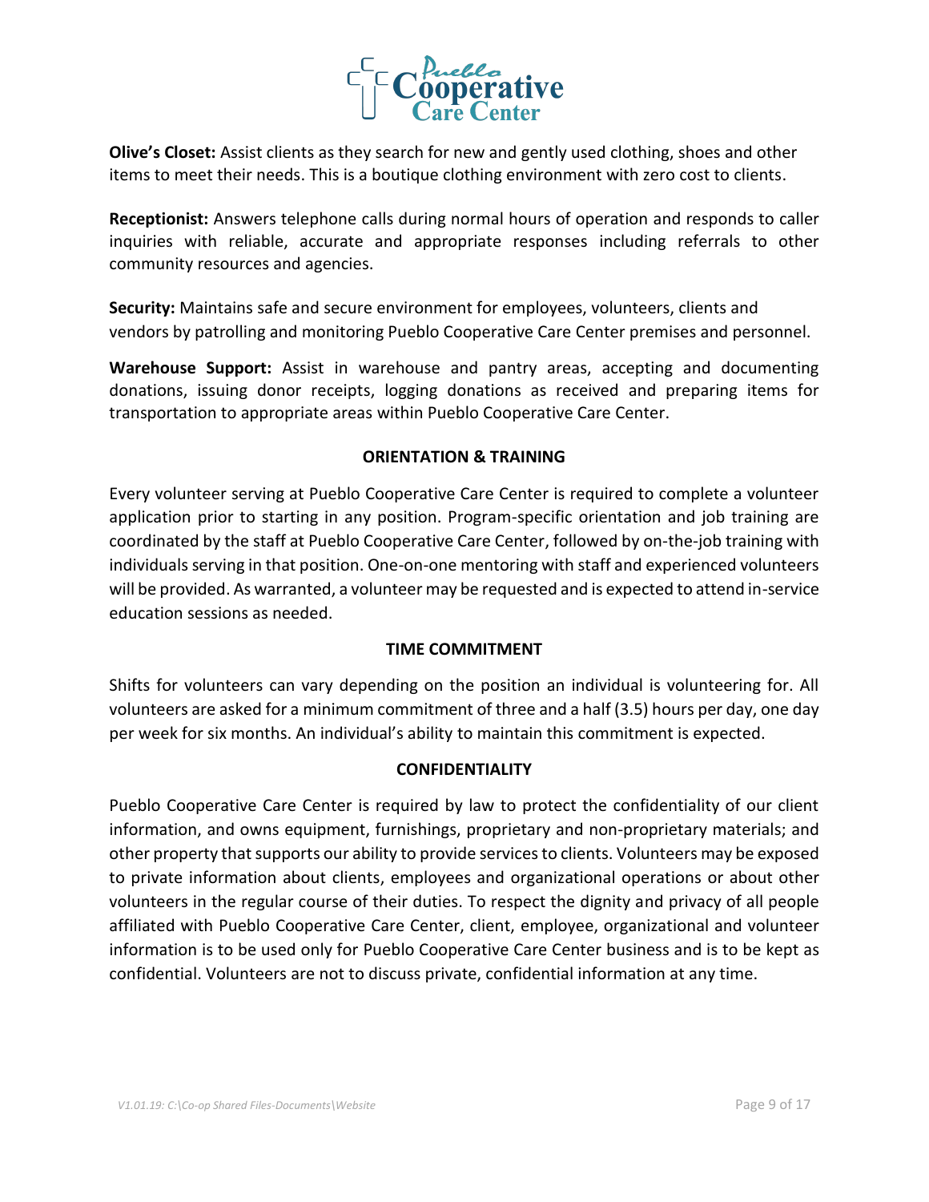**Olive's Closet:** Assist clients as they search for new and gently used clothing, shoes and other items to meet their needs. This is a boutique clothing environment with zero cost to clients.

**Receptionist:** Answers telephone calls during normal hours of operation and responds to caller inquiries with reliable, accurate and appropriate responses including referrals to other community resources and agencies.

**Security:** Maintains safe and secure environment for employees, volunteers, clients and vendors by patrolling and monitoring Pueblo Cooperative Care Center premises and personnel.

**Warehouse Support:** Assist in warehouse and pantry areas, accepting and documenting donations, issuing donor receipts, logging donations as received and preparing items for transportation to appropriate areas within Pueblo Cooperative Care Center.

## ORIENTATION & TRAINING

Every volunteer serving at Pueblo Cooperative Care Center is required to complete a volunteer application prior to starting in any position. Program-specific orientation and job training are coordinated by the staff at Pueblo Cooperative Care Center, followed by on-the-job training with individuals serving in that position. One-on-one mentoring with staff and experienced volunteers will be provided. As warranted, a volunteer may be requested and is expected to attend in-service education sessions as needed.

## TIME COMMITMENT

Shifts for volunteers can vary depending on the position an individual is volunteering for. All volunteers are asked for a minimum commitment of three and a half (3.5) hours per day, one day per week for six months. An individual's ability to maintain this commitment is expected.

## CONFIDENTIALITY

Pueblo Cooperative Care Center is required by law to protect the confidentiality of our client information, and owns equipment, furnishings, proprietary and non-proprietary materials; and other property that supports our ability to provide services to clients. Volunteers may be exposed to private information about clients, employees and organizational operations or about other volunteers in the regular course of their duties. To respect the dignity and privacy of all people affiliated with Pueblo Cooperative Care Center, client, employee, organizational and volunteer information is to be used only for Pueblo Cooperative Care Center business and is to be kept as confidential. Volunteers are not to discuss private, confidential information at any time.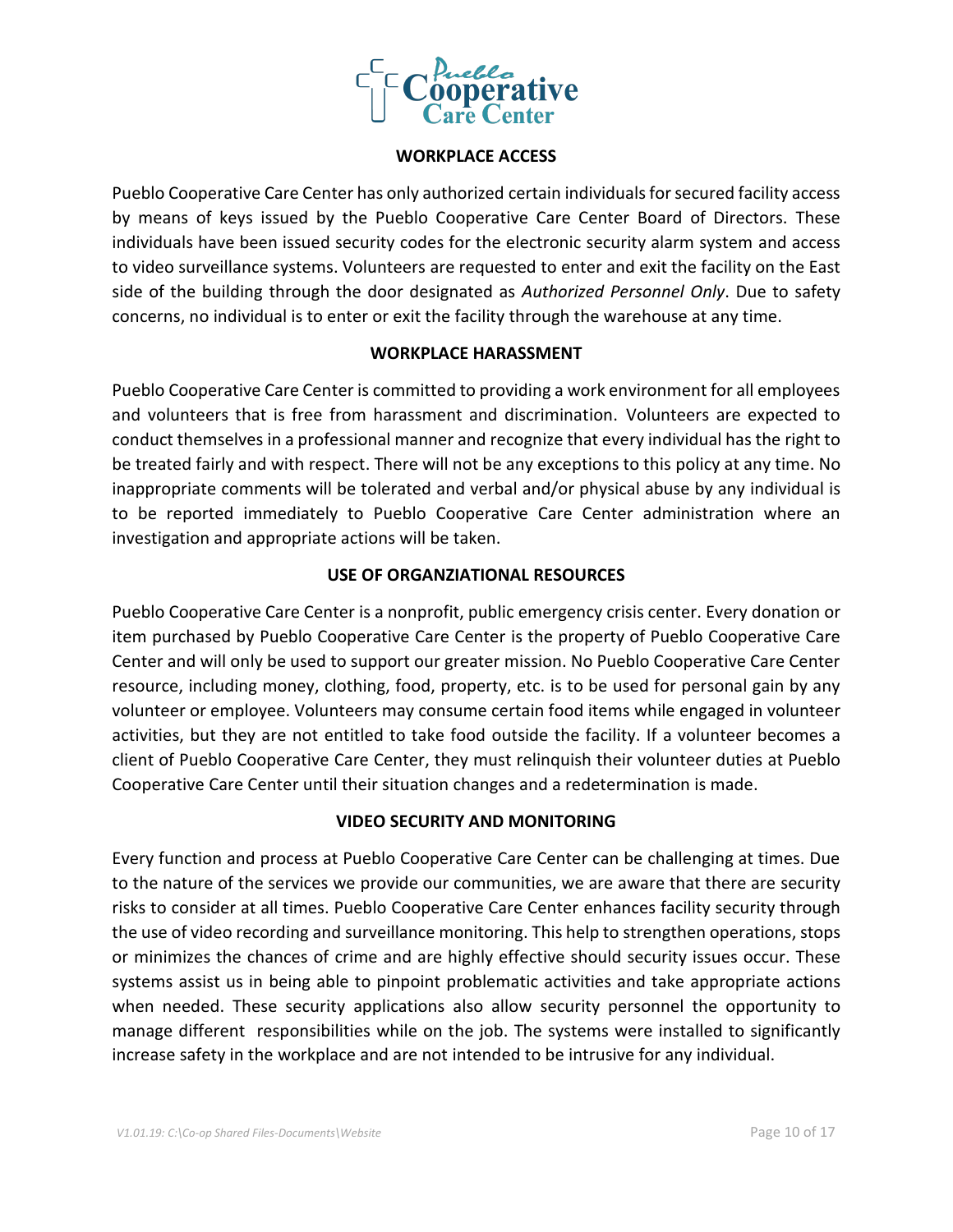## WORKPLACE ACCESS

Pueblo Cooperative Care Center has only authorized certain individuals for secured facility access by means of keys issued by the Pueblo Cooperative Care Center Board of Directors. These individuals have been issued security codes for the electronic security alarm system and access to video surveillance systems. Volunteers are requested to enter and exit the facility on the East side of the building through the door designated as *Authorized Personnel Only*. Due to safety concerns, no individual is to enter or exit the facility through the warehouse at any time.

## WORKPLACE HARASSMENT

Pueblo Cooperative Care Center is committed to providing a work environment for all employees and volunteers that is free from harassment and discrimination. Volunteers are expected to conduct themselves in a professional manner and recognize that every individual has the right to be treated fairly and with respect. There will not be any exceptions to this policy at any time. No inappropriate comments will be tolerated and verbal and/or physical abuse by any individual is to be reported immediately to Pueblo Cooperative Care Center administration where an investigation and appropriate actions will be taken.

## USE OF ORGANZIATIONAL RESOURCES

Pueblo Cooperative Care Center is a nonprofit, public emergency crisis center. Every donation or item purchased by Pueblo Cooperative Care Center is the property of Pueblo Cooperative Care Center and will only be used to support our greater mission. No Pueblo Cooperative Care Center resource, including money, clothing, food, property, etc. is to be used for personal gain by any volunteer or employee. Volunteers may consume certain food items while engaged in volunteer activities, but they are not entitled to take food outside the facility. If a volunteer becomes a client of Pueblo Cooperative Care Center, they must relinquish their volunteer duties at Pueblo Cooperative Care Center until their situation changes and a redetermination is made.

## VIDEO SECURITY AND MONITORING

Every function and process at Pueblo Cooperative Care Center can be challenging at times. Due to the nature of the services we provide our communities, we are aware that there are security risks to consider at all times. Pueblo Cooperative Care Center enhances facility security through the use of video recording and surveillance monitoring. This help to strengthen operations, stops or minimizes the chances of crime and are highly effective should security issues occur. These systems assist us in being able to pinpoint problematic activities and take appropriate actions when needed. These security applications also allow security personnel the opportunity to manage different responsibilities while on the job. The systems were installed to significantly increase safety in the workplace and are not intended to be intrusive for any individual.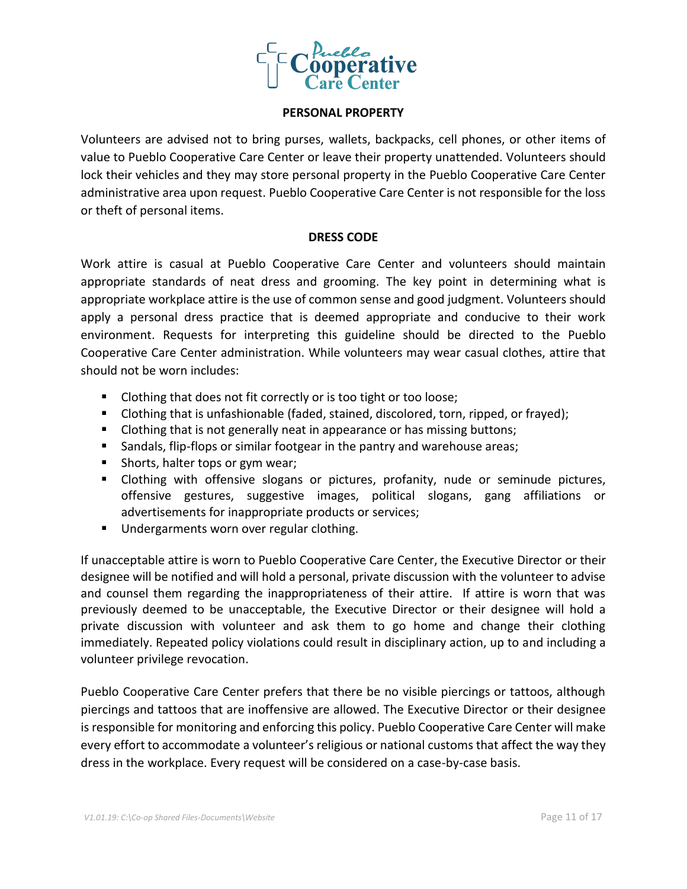## PERSONAL PROPERTY

Volunteers are advised not to bring purses, wallets, backpacks, cell phones, or other items of value to Pueblo Cooperative Care Center or leave their property unattended. Volunteers should lock their vehicles and they may store personal property in the Pueblo Cooperative Care Center administrative area upon request. Pueblo Cooperative Care Center is not responsible for the loss or theft of personal items.

## DRESS CODE

Work attire is casual at Pueblo Cooperative Care Center and volunteers should maintain appropriate standards of neat dress and grooming. The key point in determining what is appropriate workplace attire is the use of common sense and good judgment. Volunteers should apply a personal dress practice that is deemed appropriate and conducive to their work environment. Requests for interpreting this guideline should be directed to the Pueblo Cooperative Care Center administration. While volunteers may wear casual clothes, attire that should not be worn includes:

- Clothing that does not fit correctly or is too tight or too loose;
- Clothing that is unfashionable (faded, stained, discolored, torn, ripped, or frayed);
- Clothing that is not generally neat in appearance or has missing buttons;
- Sandals, flip-flops or similar footgear in the pantry and warehouse areas;
- Shorts, halter tops or gym wear;
- Clothing with offensive slogans or pictures, profanity, nude or seminude pictures, offensive gestures, suggestive images, political slogans, gang affiliations or advertisements for inappropriate products or services;
- Undergarments worn over regular clothing.

If unacceptable attire is worn to Pueblo Cooperative Care Center, the Executive Director or their designee will be notified and will hold a personal, private discussion with the volunteer to advise and counsel them regarding the inappropriateness of their attire. If attire is worn that was previously deemed to be unacceptable, the Executive Director or their designee will hold a private discussion with volunteer and ask them to go home and change their clothing immediately. Repeated policy violations could result in disciplinary action, up to and including a volunteer privilege revocation.

Pueblo Cooperative Care Center prefers that there be no visible piercings or tattoos, although piercings and tattoos that are inoffensive are allowed. The Executive Director or their designee is responsible for monitoring and enforcing this policy. Pueblo Cooperative Care Center will make every effort to accommodate a volunteer's religious or national customs that affect the way they dress in the workplace. Every request will be considered on a case-by-case basis.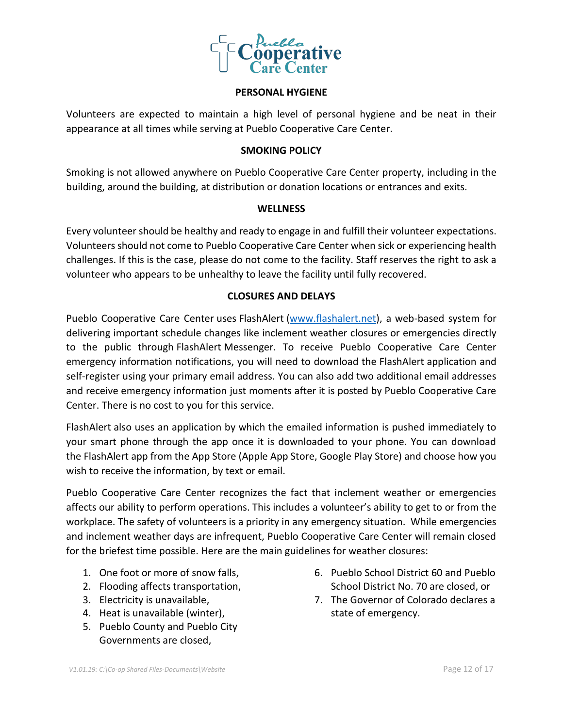## PERSONAL HYGIENE

Volunteers are expected to maintain a high level of personal hygiene and be neat in their appearance at all times while serving at Pueblo Cooperative Care Center.

## SMOKING POLICY

Smoking is not allowed anywhere on Pueblo Cooperative Care Center property, including in the building, around the building, at distribution or donation locations or entrances and exits.

## WELLNESS

Every volunteer should be healthy and ready to engage in and fulfill their volunteer expectations. Volunteers should not come to Pueblo Cooperative Care Center when sick or experiencing health challenges. If this is the case, please do not come to the facility. Staff reserves the right to ask a volunteer who appears to be unhealthy to leave the facility until fully recovered.

## CLOSURES AND DELAYS

Pueblo Cooperative Care Center uses FlashAlert ([www.flashalert.net](www.flashalert.net)), a web-based system for delivering important schedule changes like inclement weather closures or emergencies directly to the public through FlashAlert Messenger. To receive Pueblo Cooperative Care Center emergency information notifications, you will need to download the FlashAlert application and self-register using your primary email address. You can also add two additional email addresses and receive emergency information just moments after it is posted by Pueblo Cooperative Care Center. There is no cost to you for this service.

FlashAlert also uses an application by which the emailed information is pushed immediately to your smart phone through the app once it is downloaded to your phone. You can download the FlashAlert app from the App Store (Apple App Store, Google Play Store) and choose how you wish to receive the information, by text or email.

Pueblo Cooperative Care Center recognizes the fact that inclement weather or emergencies affects our ability to perform operations. This includes a volunteer's ability to get to or from the workplace. The safety of volunteers is a priority in any emergency situation. While emergencies and inclement weather days are infrequent, Pueblo Cooperative Care Center will remain closed for the briefest time possible. Here are the main guidelines for weather closures:

1. One foot or more of snow falls,
2. Flooding affects transportation,
3. Electricity is unavailable,
4. Heat is unavailable (winter),
5. Pueblo County and Pueblo City Governments are closed,
6. Pueblo School District 60 and Pueblo School District No. 70 are closed, or
7. The Governor of Colorado declares a state of emergency.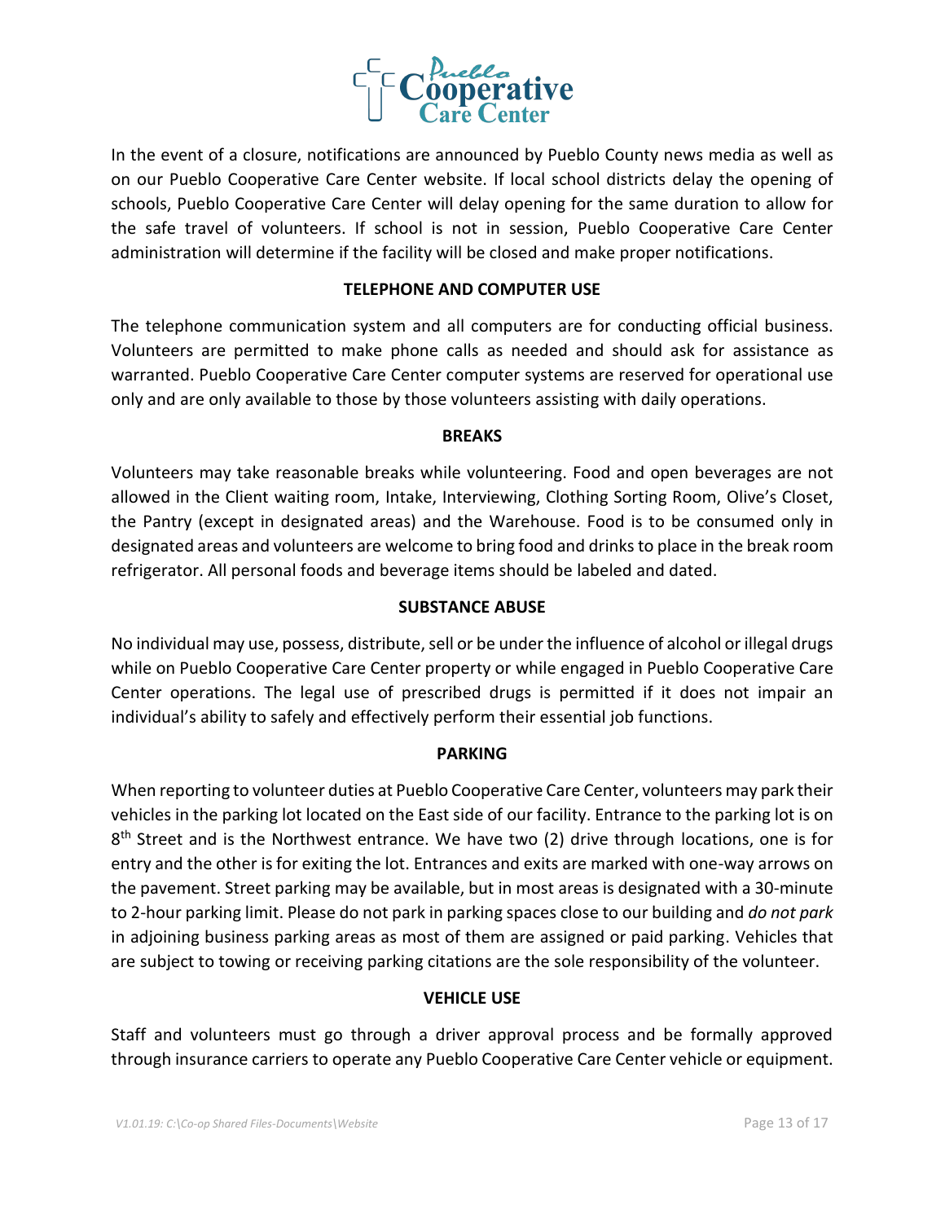In the event of a closure, notifications are announced by Pueblo County news media as well as on our Pueblo Cooperative Care Center website. If local school districts delay the opening of schools, Pueblo Cooperative Care Center will delay opening for the same duration to allow for the safe travel of volunteers. If school is not in session, Pueblo Cooperative Care Center administration will determine if the facility will be closed and make proper notifications.

## TELEPHONE AND COMPUTER USE

The telephone communication system and all computers are for conducting official business. Volunteers are permitted to make phone calls as needed and should ask for assistance as warranted. Pueblo Cooperative Care Center computer systems are reserved for operational use only and are only available to those by those volunteers assisting with daily operations.

## BREAKS

Volunteers may take reasonable breaks while volunteering. Food and open beverages are not allowed in the Client waiting room, Intake, Interviewing, Clothing Sorting Room, Olive's Closet, the Pantry (except in designated areas) and the Warehouse. Food is to be consumed only in designated areas and volunteers are welcome to bring food and drinks to place in the break room refrigerator. All personal foods and beverage items should be labeled and dated.

## SUBSTANCE ABUSE

No individual may use, possess, distribute, sell or be under the influence of alcohol or illegal drugs while on Pueblo Cooperative Care Center property or while engaged in Pueblo Cooperative Care Center operations. The legal use of prescribed drugs is permitted if it does not impair an individual's ability to safely and effectively perform their essential job functions.

## PARKING

When reporting to volunteer duties at Pueblo Cooperative Care Center, volunteers may park their vehicles in the parking lot located on the East side of our facility. Entrance to the parking lot is on 8th Street and is the Northwest entrance. We have two (2) drive through locations, one is for entry and the other is for exiting the lot. Entrances and exits are marked with one-way arrows on the pavement. Street parking may be available, but in most areas is designated with a 30-minute to 2-hour parking limit. Please do not park in parking spaces close to our building and *do not park* in adjoining business parking areas as most of them are assigned or paid parking. Vehicles that are subject to towing or receiving parking citations are the sole responsibility of the volunteer.

## VEHICLE USE

Staff and volunteers must go through a driver approval process and be formally approved through insurance carriers to operate any Pueblo Cooperative Care Center vehicle or equipment.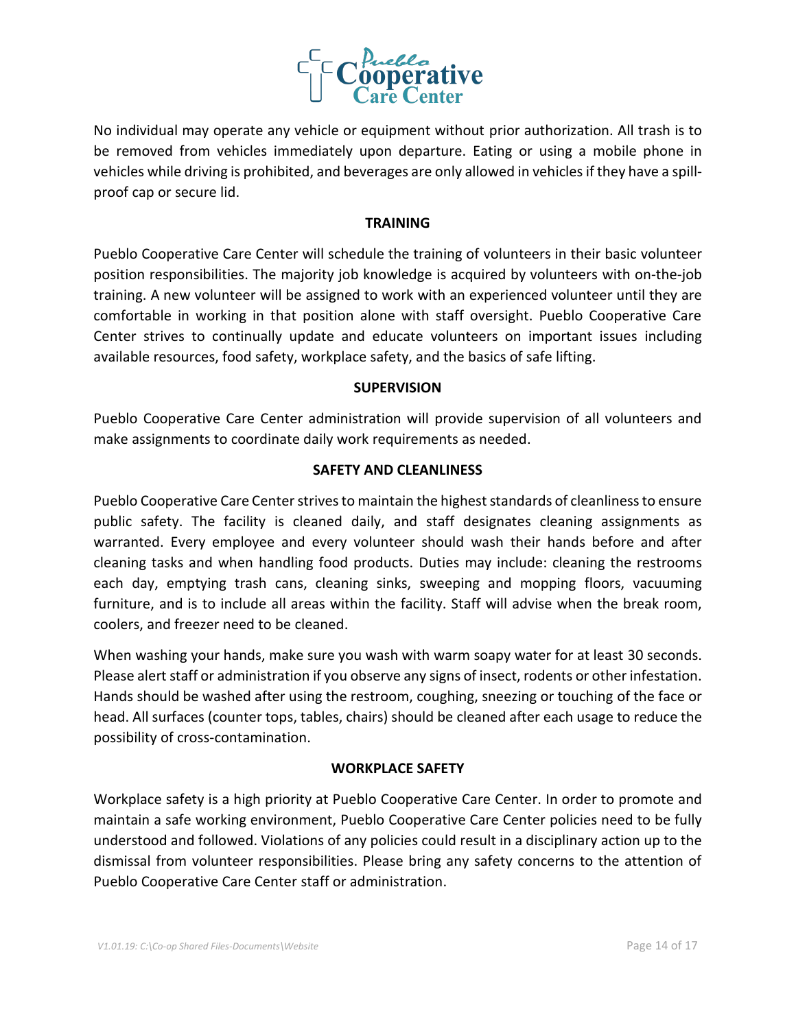No individual may operate any vehicle or equipment without prior authorization. All trash is to be removed from vehicles immediately upon departure. Eating or using a mobile phone in vehicles while driving is prohibited, and beverages are only allowed in vehicles if they have a spill-proof cap or secure lid.

## TRAINING

Pueblo Cooperative Care Center will schedule the training of volunteers in their basic volunteer position responsibilities. The majority job knowledge is acquired by volunteers with on-the-job training. A new volunteer will be assigned to work with an experienced volunteer until they are comfortable in working in that position alone with staff oversight. Pueblo Cooperative Care Center strives to continually update and educate volunteers on important issues including available resources, food safety, workplace safety, and the basics of safe lifting.

## SUPERVISION

Pueblo Cooperative Care Center administration will provide supervision of all volunteers and make assignments to coordinate daily work requirements as needed.

## SAFETY AND CLEANLINESS

Pueblo Cooperative Care Center strives to maintain the highest standards of cleanliness to ensure public safety. The facility is cleaned daily, and staff designates cleaning assignments as warranted. Every employee and every volunteer should wash their hands before and after cleaning tasks and when handling food products. Duties may include: cleaning the restrooms each day, emptying trash cans, cleaning sinks, sweeping and mopping floors, vacuuming furniture, and is to include all areas within the facility. Staff will advise when the break room, coolers, and freezer need to be cleaned.

When washing your hands, make sure you wash with warm soapy water for at least 30 seconds. Please alert staff or administration if you observe any signs of insect, rodents or other infestation. Hands should be washed after using the restroom, coughing, sneezing or touching of the face or head. All surfaces (counter tops, tables, chairs) should be cleaned after each usage to reduce the possibility of cross-contamination.

## WORKPLACE SAFETY

Workplace safety is a high priority at Pueblo Cooperative Care Center. In order to promote and maintain a safe working environment, Pueblo Cooperative Care Center policies need to be fully understood and followed. Violations of any policies could result in a disciplinary action up to the dismissal from volunteer responsibilities. Please bring any safety concerns to the attention of Pueblo Cooperative Care Center staff or administration.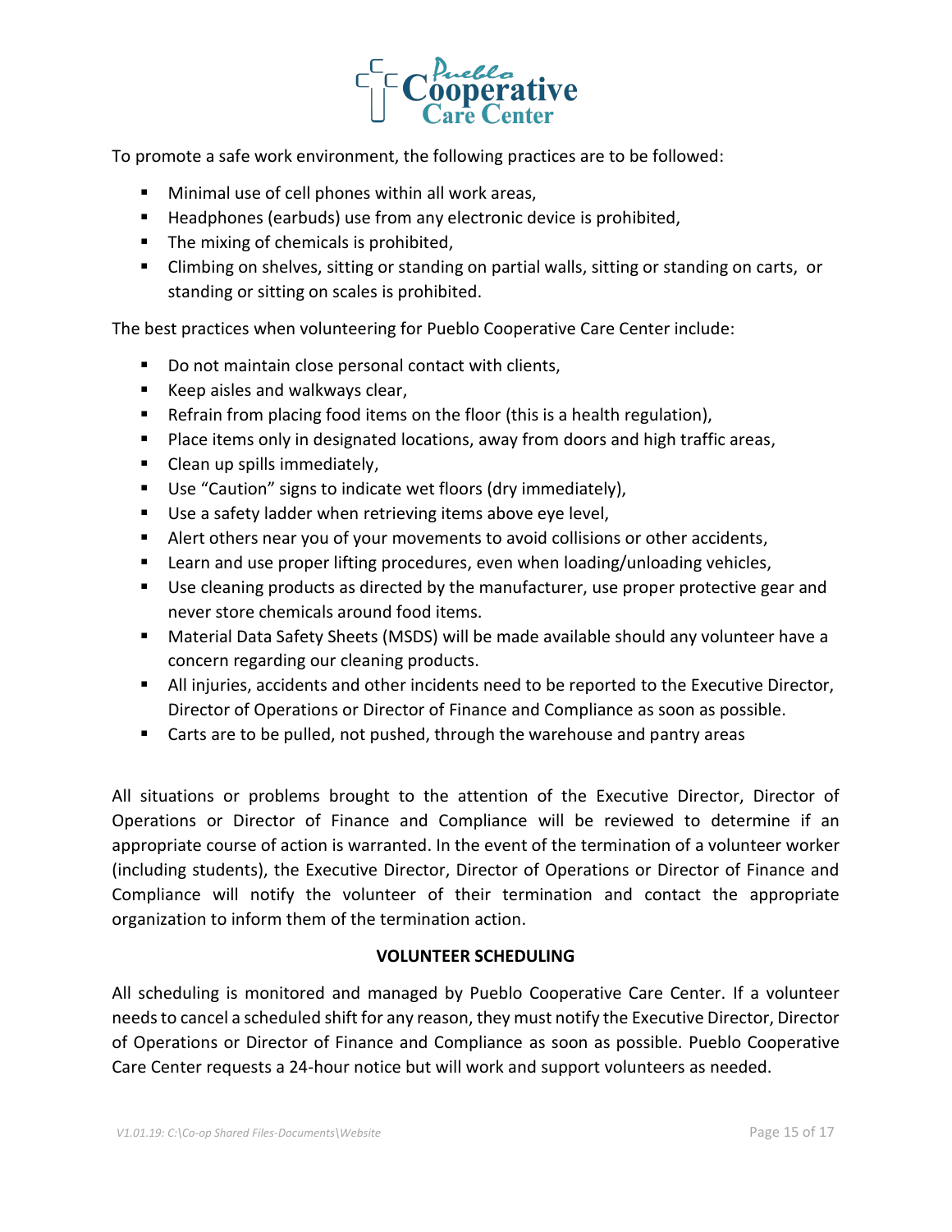To promote a safe work environment, the following practices are to be followed:

- Minimal use of cell phones within all work areas,
- Headphones (earbuds) use from any electronic device is prohibited,
- The mixing of chemicals is prohibited,
- Climbing on shelves, sitting or standing on partial walls, sitting or standing on carts, or standing or sitting on scales is prohibited.

The best practices when volunteering for Pueblo Cooperative Care Center include:

- Do not maintain close personal contact with clients,
- Keep aisles and walkways clear,
- Refrain from placing food items on the floor (this is a health regulation),
- Place items only in designated locations, away from doors and high traffic areas,
- Clean up spills immediately,
- Use "Caution" signs to indicate wet floors (dry immediately),
- Use a safety ladder when retrieving items above eye level,
- Alert others near you of your movements to avoid collisions or other accidents,
- Learn and use proper lifting procedures, even when loading/unloading vehicles,
- Use cleaning products as directed by the manufacturer, use proper protective gear and never store chemicals around food items.
- Material Data Safety Sheets (MSDS) will be made available should any volunteer have a concern regarding our cleaning products.
- All injuries, accidents and other incidents need to be reported to the Executive Director, Director of Operations or Director of Finance and Compliance as soon as possible.
- Carts are to be pulled, not pushed, through the warehouse and pantry areas

All situations or problems brought to the attention of the Executive Director, Director of Operations or Director of Finance and Compliance will be reviewed to determine if an appropriate course of action is warranted. In the event of the termination of a volunteer worker (including students), the Executive Director, Director of Operations or Director of Finance and Compliance will notify the volunteer of their termination and contact the appropriate organization to inform them of the termination action.

**VOLUNTEER SCHEDULING**

All scheduling is monitored and managed by Pueblo Cooperative Care Center. If a volunteer needs to cancel a scheduled shift for any reason, they must notify the Executive Director, Director of Operations or Director of Finance and Compliance as soon as possible. Pueblo Cooperative Care Center requests a 24-hour notice but will work and support volunteers as needed.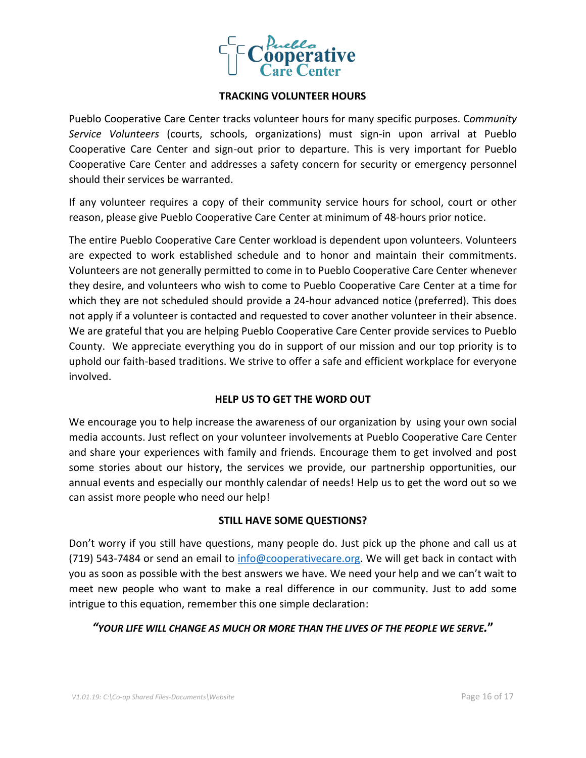## TRACKING VOLUNTEER HOURS

Pueblo Cooperative Care Center tracks volunteer hours for many specific purposes. C*ommunity Service Volunteers* (courts, schools, organizations) must sign-in upon arrival at Pueblo Cooperative Care Center and sign-out prior to departure. This is very important for Pueblo Cooperative Care Center and addresses a safety concern for security or emergency personnel should their services be warranted.

If any volunteer requires a copy of their community service hours for school, court or other reason, please give Pueblo Cooperative Care Center at minimum of 48-hours prior notice.

The entire Pueblo Cooperative Care Center workload is dependent upon volunteers. Volunteers are expected to work established schedule and to honor and maintain their commitments. Volunteers are not generally permitted to come in to Pueblo Cooperative Care Center whenever they desire, and volunteers who wish to come to Pueblo Cooperative Care Center at a time for which they are not scheduled should provide a 24-hour advanced notice (preferred). This does not apply if a volunteer is contacted and requested to cover another volunteer in their absence. We are grateful that you are helping Pueblo Cooperative Care Center provide services to Pueblo County. We appreciate everything you do in support of our mission and our top priority is to uphold our faith-based traditions. We strive to offer a safe and efficient workplace for everyone involved.

## HELP US TO GET THE WORD OUT

We encourage you to help increase the awareness of our organization by using your own social media accounts. Just reflect on your volunteer involvements at Pueblo Cooperative Care Center and share your experiences with family and friends. Encourage them to get involved and post some stories about our history, the services we provide, our partnership opportunities, our annual events and especially our monthly calendar of needs! Help us to get the word out so we can assist more people who need our help!

## STILL HAVE SOME QUESTIONS?

Don't worry if you still have questions, many people do. Just pick up the phone and call us at (719) 543-7484 or send an email to info@cooperativecare.org. We will get back in contact with you as soon as possible with the best answers we have. We need your help and we can't wait to meet new people who want to make a real difference in our community. Just to add some intrigue to this equation, remember this one simple declaration:

***"YOUR LIFE WILL CHANGE AS MUCH OR MORE THAN THE LIVES OF THE PEOPLE WE SERVE."***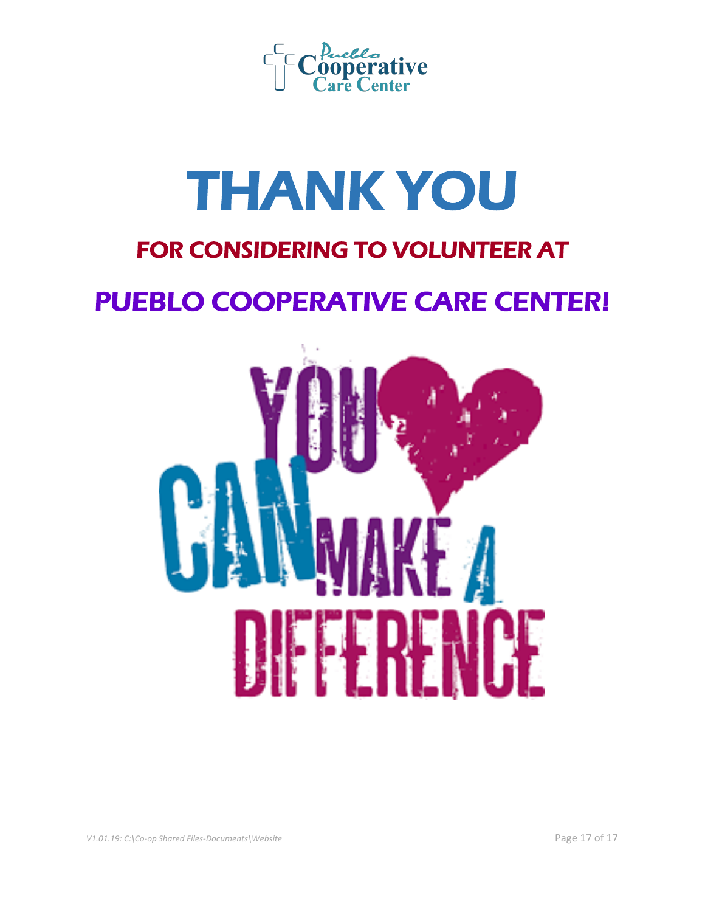# THANK YOU

## FOR CONSIDERING TO VOLUNTEER AT

## PUEBLO COOPERATIVE CARE CENTER!

YOU CAN MAKE A DIFFERENCE